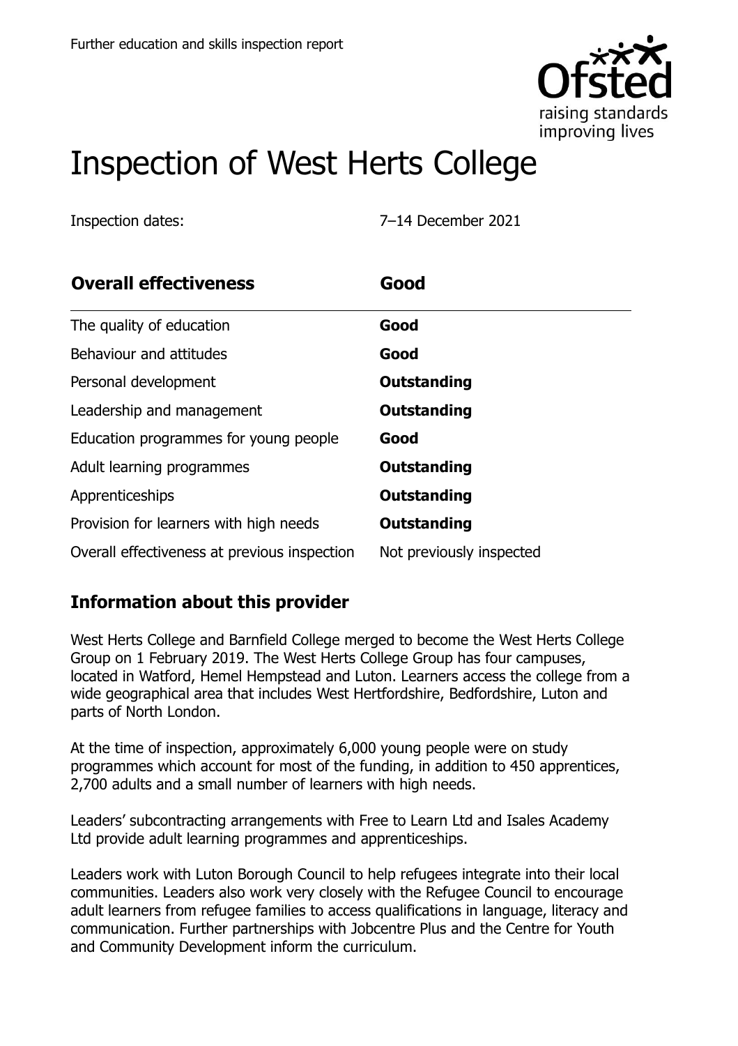Further education and skills inspection report

# Inspection of West Herts College

Inspection dates: 7–14 December 2021

| **Overall effectiveness** | **Good** |
| --- | --- |
| The quality of education | **Good** |
| Behaviour and attitudes | **Good** |
| Personal development | **Outstanding** |
| Leadership and management | **Outstanding** |
| Education programmes for young people | **Good** |
| Adult learning programmes | **Outstanding** |
| Apprenticeships | **Outstanding** |
| Provision for learners with high needs | **Outstanding** |
| Overall effectiveness at previous inspection | Not previously inspected |

## Information about this provider

West Herts College and Barnfield College merged to become the West Herts College Group on 1 February 2019. The West Herts College Group has four campuses, located in Watford, Hemel Hempstead and Luton. Learners access the college from a wide geographical area that includes West Hertfordshire, Bedfordshire, Luton and parts of North London.

At the time of inspection, approximately 6,000 young people were on study programmes which account for most of the funding, in addition to 450 apprentices, 2,700 adults and a small number of learners with high needs.

Leaders' subcontracting arrangements with Free to Learn Ltd and Isales Academy Ltd provide adult learning programmes and apprenticeships.

Leaders work with Luton Borough Council to help refugees integrate into their local communities. Leaders also work very closely with the Refugee Council to encourage adult learners from refugee families to access qualifications in language, literacy and communication. Further partnerships with Jobcentre Plus and the Centre for Youth and Community Development inform the curriculum.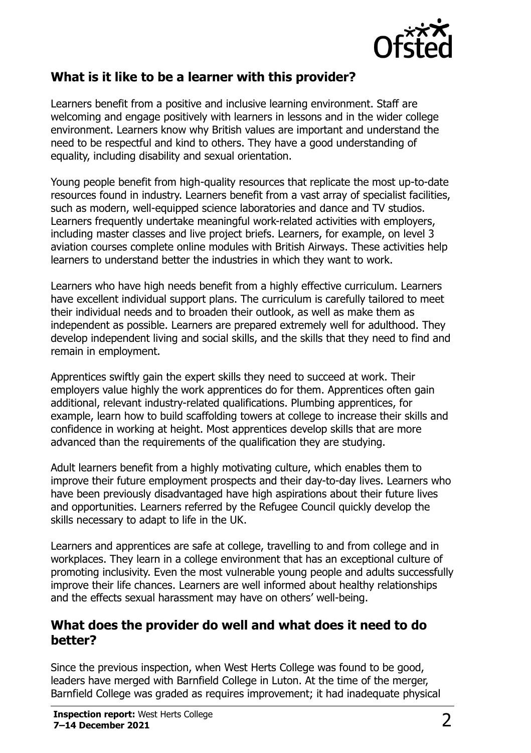## What is it like to be a learner with this provider?

Learners benefit from a positive and inclusive learning environment. Staff are welcoming and engage positively with learners in lessons and in the wider college environment. Learners know why British values are important and understand the need to be respectful and kind to others. They have a good understanding of equality, including disability and sexual orientation.

Young people benefit from high-quality resources that replicate the most up-to-date resources found in industry. Learners benefit from a vast array of specialist facilities, such as modern, well-equipped science laboratories and dance and TV studios. Learners frequently undertake meaningful work-related activities with employers, including master classes and live project briefs. Learners, for example, on level 3 aviation courses complete online modules with British Airways. These activities help learners to understand better the industries in which they want to work.

Learners who have high needs benefit from a highly effective curriculum. Learners have excellent individual support plans. The curriculum is carefully tailored to meet their individual needs and to broaden their outlook, as well as make them as independent as possible. Learners are prepared extremely well for adulthood. They develop independent living and social skills, and the skills that they need to find and remain in employment.

Apprentices swiftly gain the expert skills they need to succeed at work. Their employers value highly the work apprentices do for them. Apprentices often gain additional, relevant industry-related qualifications. Plumbing apprentices, for example, learn how to build scaffolding towers at college to increase their skills and confidence in working at height. Most apprentices develop skills that are more advanced than the requirements of the qualification they are studying.

Adult learners benefit from a highly motivating culture, which enables them to improve their future employment prospects and their day-to-day lives. Learners who have been previously disadvantaged have high aspirations about their future lives and opportunities. Learners referred by the Refugee Council quickly develop the skills necessary to adapt to life in the UK.

Learners and apprentices are safe at college, travelling to and from college and in workplaces. They learn in a college environment that has an exceptional culture of promoting inclusivity. Even the most vulnerable young people and adults successfully improve their life chances. Learners are well informed about healthy relationships and the effects sexual harassment may have on others' well-being.

## What does the provider do well and what does it need to do better?

Since the previous inspection, when West Herts College was found to be good, leaders have merged with Barnfield College in Luton. At the time of the merger, Barnfield College was graded as requires improvement; it had inadequate physical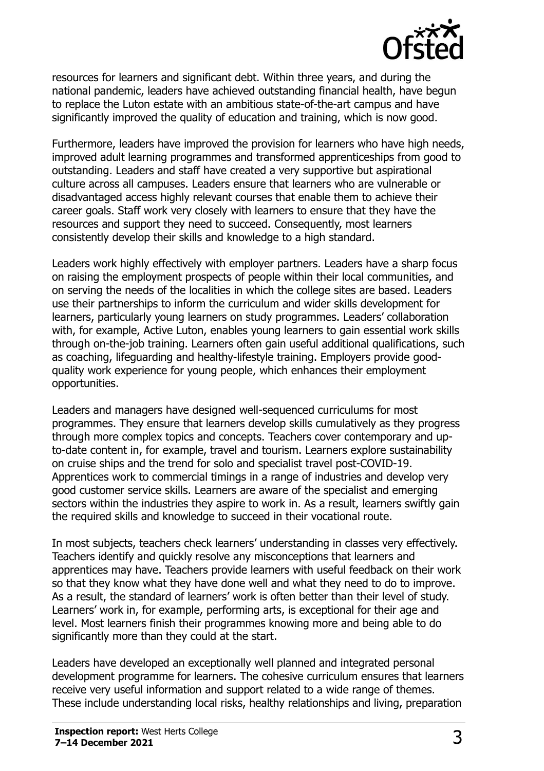resources for learners and significant debt. Within three years, and during the national pandemic, leaders have achieved outstanding financial health, have begun to replace the Luton estate with an ambitious state-of-the-art campus and have significantly improved the quality of education and training, which is now good.

Furthermore, leaders have improved the provision for learners who have high needs, improved adult learning programmes and transformed apprenticeships from good to outstanding. Leaders and staff have created a very supportive but aspirational culture across all campuses. Leaders ensure that learners who are vulnerable or disadvantaged access highly relevant courses that enable them to achieve their career goals. Staff work very closely with learners to ensure that they have the resources and support they need to succeed. Consequently, most learners consistently develop their skills and knowledge to a high standard.

Leaders work highly effectively with employer partners. Leaders have a sharp focus on raising the employment prospects of people within their local communities, and on serving the needs of the localities in which the college sites are based. Leaders use their partnerships to inform the curriculum and wider skills development for learners, particularly young learners on study programmes. Leaders' collaboration with, for example, Active Luton, enables young learners to gain essential work skills through on-the-job training. Learners often gain useful additional qualifications, such as coaching, lifeguarding and healthy-lifestyle training. Employers provide good-quality work experience for young people, which enhances their employment opportunities.

Leaders and managers have designed well-sequenced curriculums for most programmes. They ensure that learners develop skills cumulatively as they progress through more complex topics and concepts. Teachers cover contemporary and up-to-date content in, for example, travel and tourism. Learners explore sustainability on cruise ships and the trend for solo and specialist travel post-COVID-19. Apprentices work to commercial timings in a range of industries and develop very good customer service skills. Learners are aware of the specialist and emerging sectors within the industries they aspire to work in. As a result, learners swiftly gain the required skills and knowledge to succeed in their vocational route.

In most subjects, teachers check learners' understanding in classes very effectively. Teachers identify and quickly resolve any misconceptions that learners and apprentices may have. Teachers provide learners with useful feedback on their work so that they know what they have done well and what they need to do to improve. As a result, the standard of learners' work is often better than their level of study. Learners' work in, for example, performing arts, is exceptional for their age and level. Most learners finish their programmes knowing more and being able to do significantly more than they could at the start.

Leaders have developed an exceptionally well planned and integrated personal development programme for learners. The cohesive curriculum ensures that learners receive very useful information and support related to a wide range of themes. These include understanding local risks, healthy relationships and living, preparation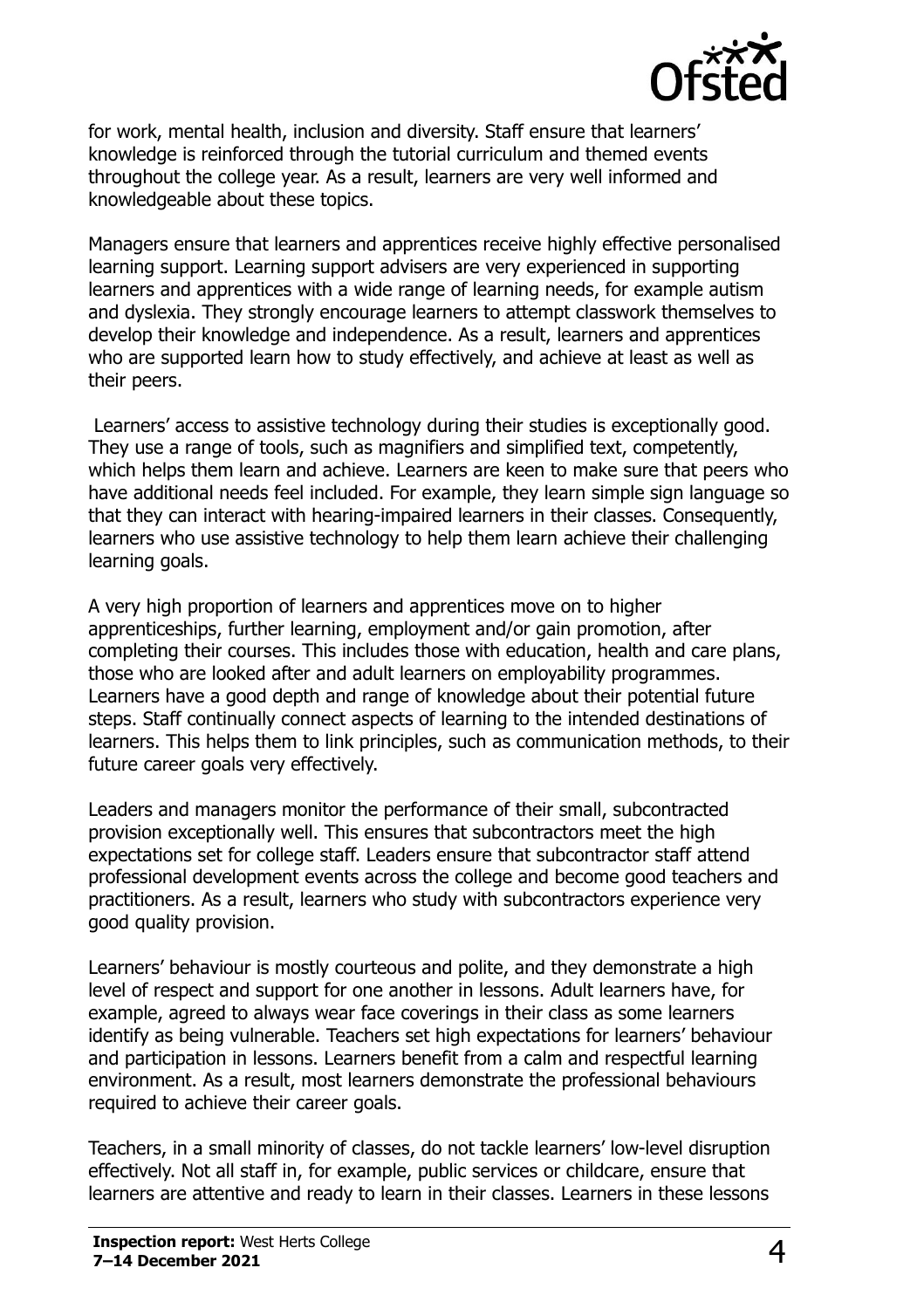for work, mental health, inclusion and diversity. Staff ensure that learners' knowledge is reinforced through the tutorial curriculum and themed events throughout the college year. As a result, learners are very well informed and knowledgeable about these topics.

Managers ensure that learners and apprentices receive highly effective personalised learning support. Learning support advisers are very experienced in supporting learners and apprentices with a wide range of learning needs, for example autism and dyslexia. They strongly encourage learners to attempt classwork themselves to develop their knowledge and independence. As a result, learners and apprentices who are supported learn how to study effectively, and achieve at least as well as their peers.

Learners' access to assistive technology during their studies is exceptionally good. They use a range of tools, such as magnifiers and simplified text, competently, which helps them learn and achieve. Learners are keen to make sure that peers who have additional needs feel included. For example, they learn simple sign language so that they can interact with hearing-impaired learners in their classes. Consequently, learners who use assistive technology to help them learn achieve their challenging learning goals.

A very high proportion of learners and apprentices move on to higher apprenticeships, further learning, employment and/or gain promotion, after completing their courses. This includes those with education, health and care plans, those who are looked after and adult learners on employability programmes. Learners have a good depth and range of knowledge about their potential future steps. Staff continually connect aspects of learning to the intended destinations of learners. This helps them to link principles, such as communication methods, to their future career goals very effectively.

Leaders and managers monitor the performance of their small, subcontracted provision exceptionally well. This ensures that subcontractors meet the high expectations set for college staff. Leaders ensure that subcontractor staff attend professional development events across the college and become good teachers and practitioners. As a result, learners who study with subcontractors experience very good quality provision.

Learners' behaviour is mostly courteous and polite, and they demonstrate a high level of respect and support for one another in lessons. Adult learners have, for example, agreed to always wear face coverings in their class as some learners identify as being vulnerable. Teachers set high expectations for learners' behaviour and participation in lessons. Learners benefit from a calm and respectful learning environment. As a result, most learners demonstrate the professional behaviours required to achieve their career goals.

Teachers, in a small minority of classes, do not tackle learners' low-level disruption effectively. Not all staff in, for example, public services or childcare, ensure that learners are attentive and ready to learn in their classes. Learners in these lessons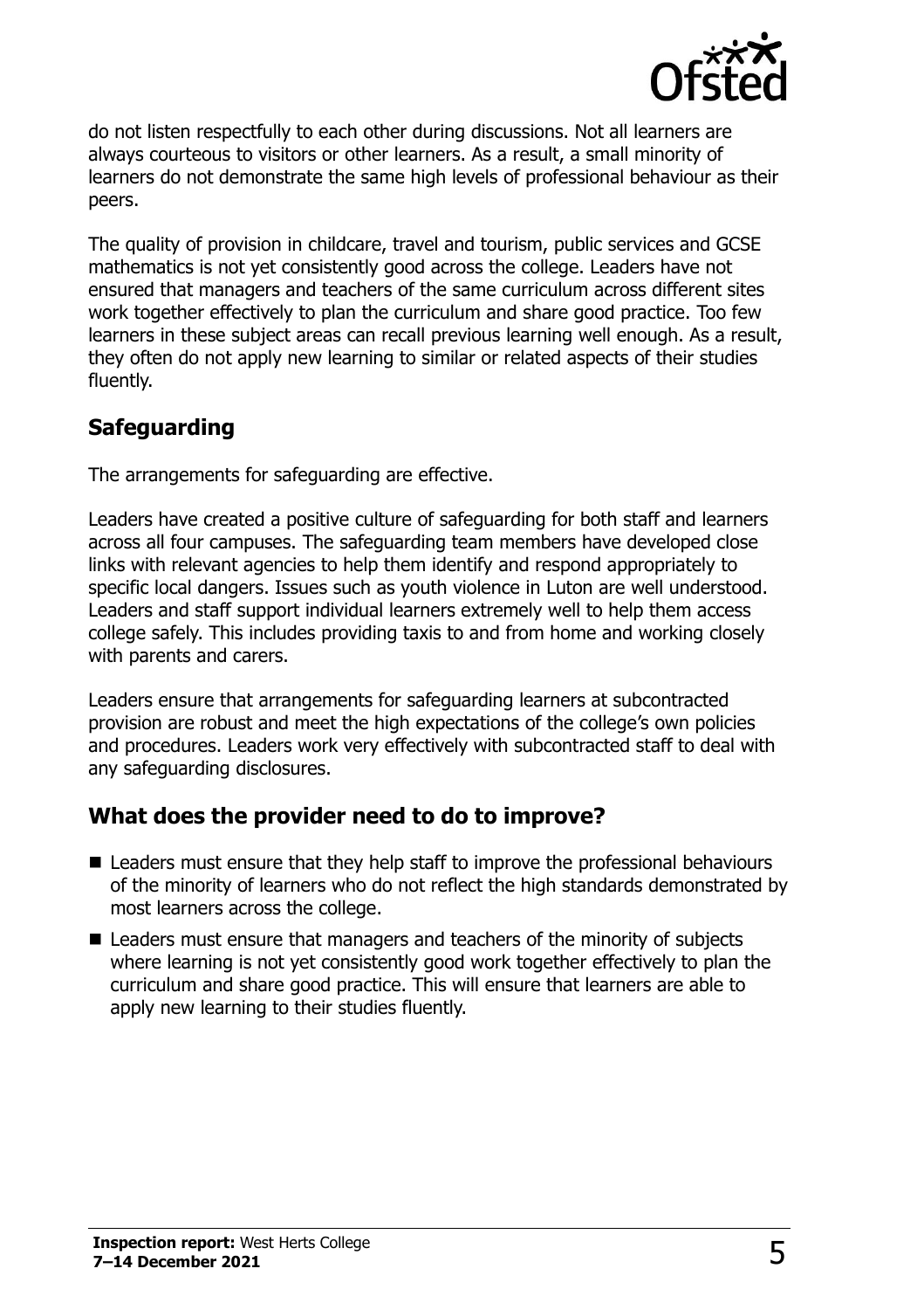do not listen respectfully to each other during discussions. Not all learners are always courteous to visitors or other learners. As a result, a small minority of learners do not demonstrate the same high levels of professional behaviour as their peers.

The quality of provision in childcare, travel and tourism, public services and GCSE mathematics is not yet consistently good across the college. Leaders have not ensured that managers and teachers of the same curriculum across different sites work together effectively to plan the curriculum and share good practice. Too few learners in these subject areas can recall previous learning well enough. As a result, they often do not apply new learning to similar or related aspects of their studies fluently.

## Safeguarding

The arrangements for safeguarding are effective.

Leaders have created a positive culture of safeguarding for both staff and learners across all four campuses. The safeguarding team members have developed close links with relevant agencies to help them identify and respond appropriately to specific local dangers. Issues such as youth violence in Luton are well understood. Leaders and staff support individual learners extremely well to help them access college safely. This includes providing taxis to and from home and working closely with parents and carers.

Leaders ensure that arrangements for safeguarding learners at subcontracted provision are robust and meet the high expectations of the college's own policies and procedures. Leaders work very effectively with subcontracted staff to deal with any safeguarding disclosures.

## What does the provider need to do to improve?

- Leaders must ensure that they help staff to improve the professional behaviours of the minority of learners who do not reflect the high standards demonstrated by most learners across the college.
- Leaders must ensure that managers and teachers of the minority of subjects where learning is not yet consistently good work together effectively to plan the curriculum and share good practice. This will ensure that learners are able to apply new learning to their studies fluently.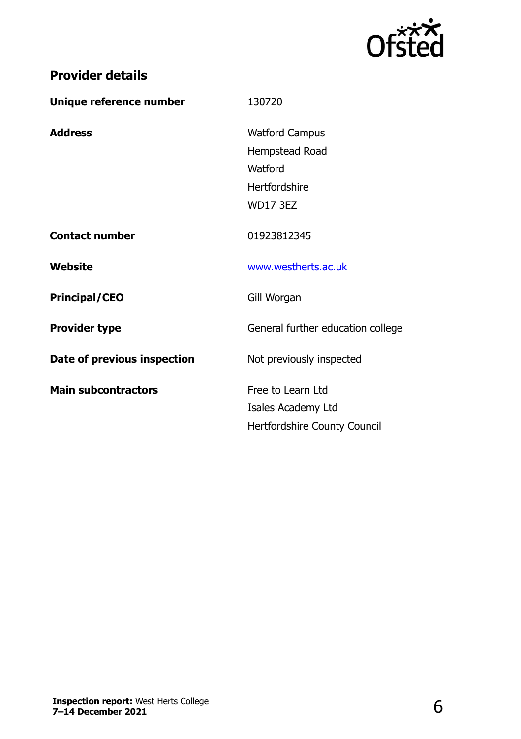## Provider details

| | |
|---|---|
| **Unique reference number** | 130720 |
| **Address** | Watford Campus<br>Hempstead Road<br>Watford<br>Hertfordshire<br>WD17 3EZ |
| **Contact number** | 01923812345 |
| **Website** | www.westherts.ac.uk |
| **Principal/CEO** | Gill Worgan |
| **Provider type** | General further education college |
| **Date of previous inspection** | Not previously inspected |
| **Main subcontractors** | Free to Learn Ltd<br>Isales Academy Ltd<br>Hertfordshire County Council |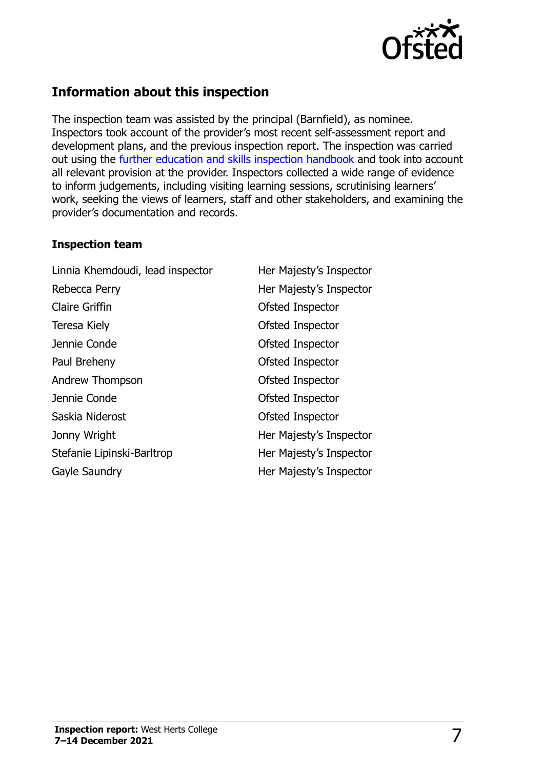## Information about this inspection

The inspection team was assisted by the principal (Barnfield), as nominee. Inspectors took account of the provider's most recent self-assessment report and development plans, and the previous inspection report. The inspection was carried out using the further education and skills inspection handbook and took into account all relevant provision at the provider. Inspectors collected a wide range of evidence to inform judgements, including visiting learning sessions, scrutinising learners' work, seeking the views of learners, staff and other stakeholders, and examining the provider's documentation and records.

### Inspection team

| | |
|---|---|
| Linnia Khemdoudi, lead inspector | Her Majesty's Inspector |
| Rebecca Perry | Her Majesty's Inspector |
| Claire Griffin | Ofsted Inspector |
| Teresa Kiely | Ofsted Inspector |
| Jennie Conde | Ofsted Inspector |
| Paul Breheny | Ofsted Inspector |
| Andrew Thompson | Ofsted Inspector |
| Jennie Conde | Ofsted Inspector |
| Saskia Niderost | Ofsted Inspector |
| Jonny Wright | Her Majesty's Inspector |
| Stefanie Lipinski-Barltrop | Her Majesty's Inspector |
| Gayle Saundry | Her Majesty's Inspector |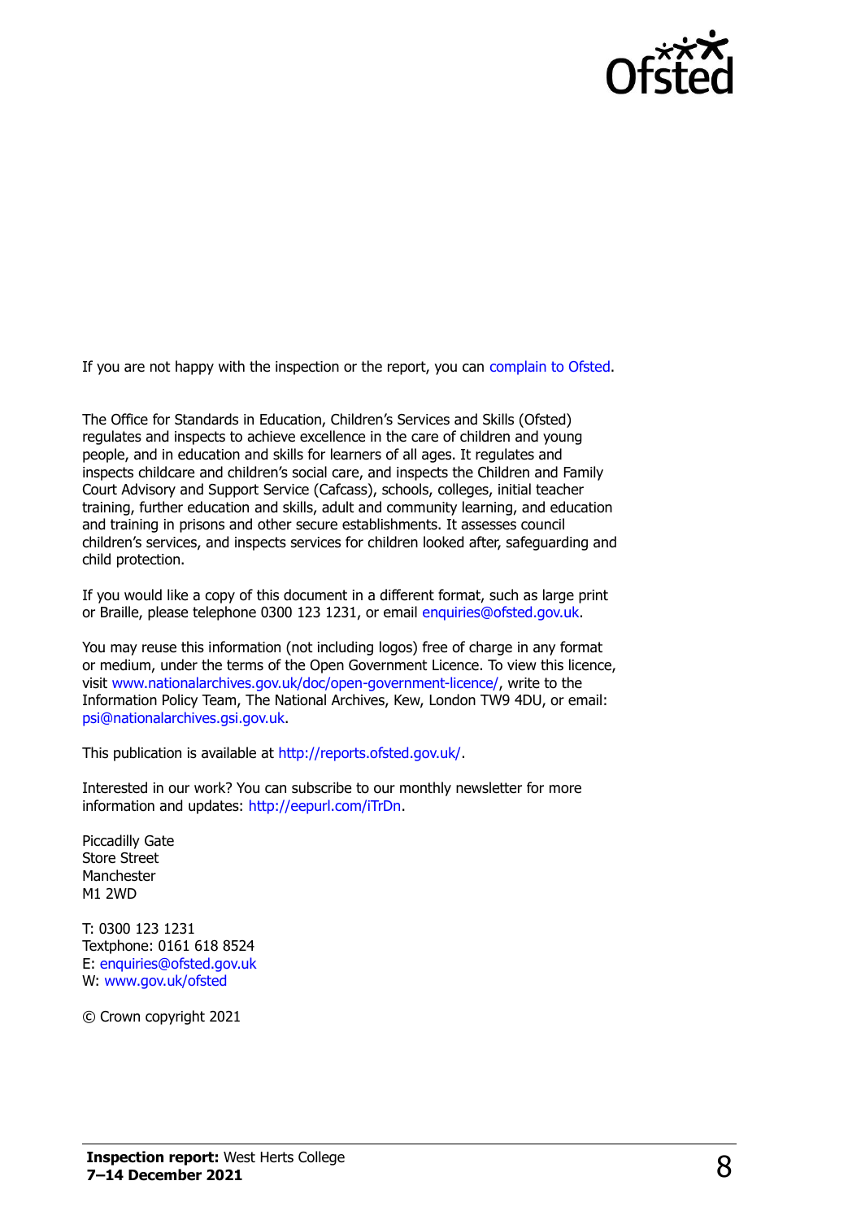If you are not happy with the inspection or the report, you can complain to Ofsted.

The Office for Standards in Education, Children's Services and Skills (Ofsted) regulates and inspects to achieve excellence in the care of children and young people, and in education and skills for learners of all ages. It regulates and inspects childcare and children's social care, and inspects the Children and Family Court Advisory and Support Service (Cafcass), schools, colleges, initial teacher training, further education and skills, adult and community learning, and education and training in prisons and other secure establishments. It assesses council children's services, and inspects services for children looked after, safeguarding and child protection.

If you would like a copy of this document in a different format, such as large print or Braille, please telephone 0300 123 1231, or email enquiries@ofsted.gov.uk.

You may reuse this information (not including logos) free of charge in any format or medium, under the terms of the Open Government Licence. To view this licence, visit www.nationalarchives.gov.uk/doc/open-government-licence/, write to the Information Policy Team, The National Archives, Kew, London TW9 4DU, or email: psi@nationalarchives.gsi.gov.uk.

This publication is available at http://reports.ofsted.gov.uk/.

Interested in our work? You can subscribe to our monthly newsletter for more information and updates: http://eepurl.com/iTrDn.

Piccadilly Gate
Store Street
Manchester
M1 2WD

T: 0300 123 1231
Textphone: 0161 618 8524
E: enquiries@ofsted.gov.uk
W: www.gov.uk/ofsted

© Crown copyright 2021